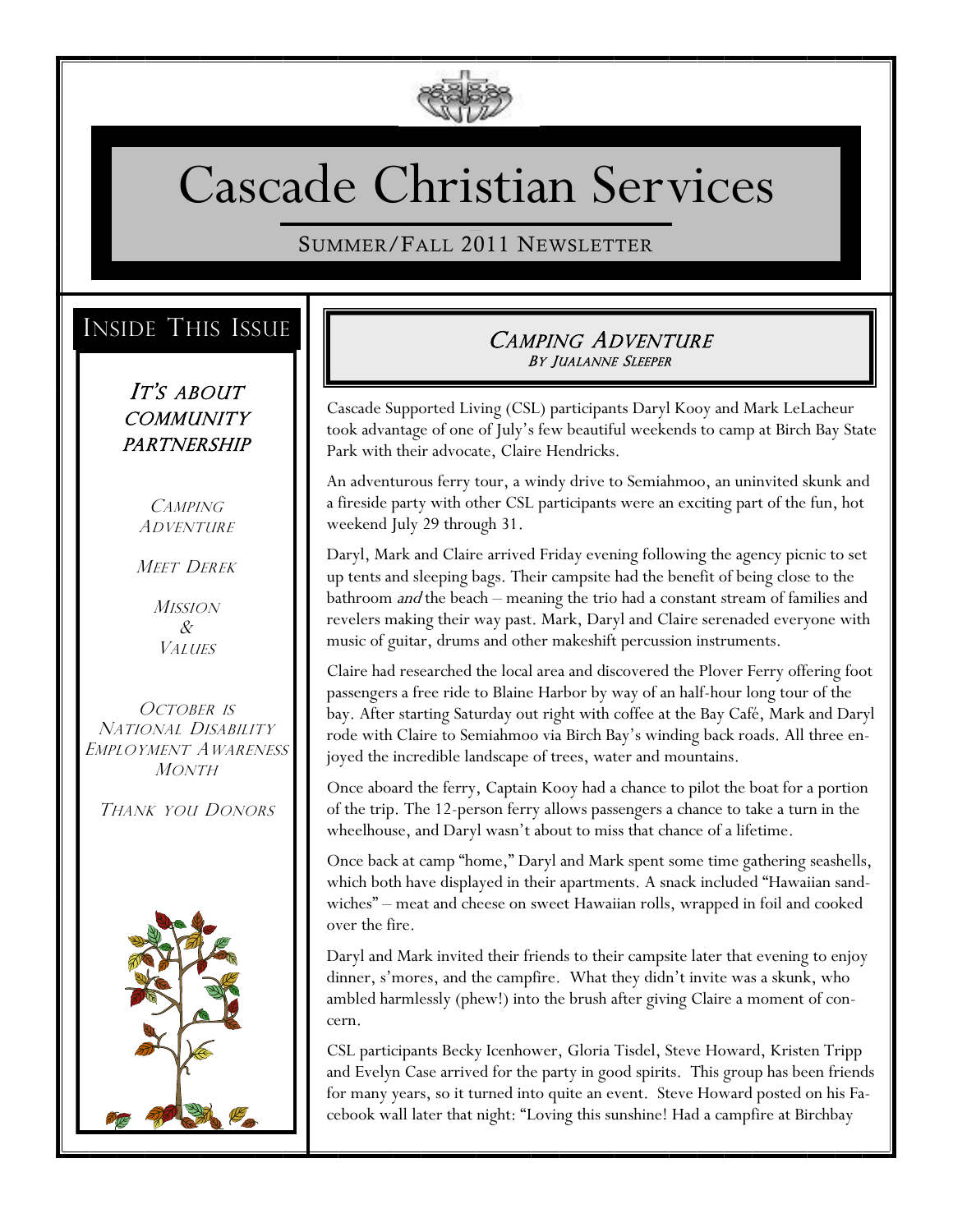# Cascade Christian Services

SUMMER/FALL 2011 NEWSLETTER

## INSIDE THIS ISSUE

*IT'S ABOUT COMMUNITY PARTNERSHIP*

*CAMPING ADVENTURE*

*MEET DEREK*

*MISSION & VALUES*

*OCTOBER IS NATIONAL DISABILITY EMPLOYMENT AWARENESS MONTH*

*THANK YOU DONORS*

## *CAMPING ADVENTURE*

*BY JUALANNE SLEEPER*

Cascade Supported Living (CSL) participants Daryl Kooy and Mark LeLacheur took advantage of one of July's few beautiful weekends to camp at Birch Bay State Park with their advocate, Claire Hendricks.

An adventurous ferry tour, a windy drive to Semiahmoo, an uninvited skunk and a fireside party with other CSL participants were an exciting part of the fun, hot weekend July 29 through 31.

Daryl, Mark and Claire arrived Friday evening following the agency picnic to set up tents and sleeping bags. Their campsite had the benefit of being close to the bathroom *and* the beach – meaning the trio had a constant stream of families and revelers making their way past. Mark, Daryl and Claire serenaded everyone with music of guitar, drums and other makeshift percussion instruments.

Claire had researched the local area and discovered the Plover Ferry offering foot passengers a free ride to Blaine Harbor by way of an half-hour long tour of the bay. After starting Saturday out right with coffee at the Bay Café, Mark and Daryl rode with Claire to Semiahmoo via Birch Bay's winding back roads. All three enjoyed the incredible landscape of trees, water and mountains.

Once aboard the ferry, Captain Kooy had a chance to pilot the boat for a portion of the trip. The 12-person ferry allows passengers a chance to take a turn in the wheelhouse, and Daryl wasn't about to miss that chance of a lifetime.

Once back at camp "home," Daryl and Mark spent some time gathering seashells, which both have displayed in their apartments. A snack included "Hawaiian sandwiches" – meat and cheese on sweet Hawaiian rolls, wrapped in foil and cooked over the fire.

Daryl and Mark invited their friends to their campsite later that evening to enjoy dinner, s'mores, and the campfire. What they didn't invite was a skunk, who ambled harmlessly (phew!) into the brush after giving Claire a moment of concern.

CSL participants Becky Icenhower, Gloria Tisdel, Steve Howard, Kristen Tripp and Evelyn Case arrived for the party in good spirits. This group has been friends for many years, so it turned into quite an event. Steve Howard posted on his Facebook wall later that night: "Loving this sunshine! Had a campfire at Birchbay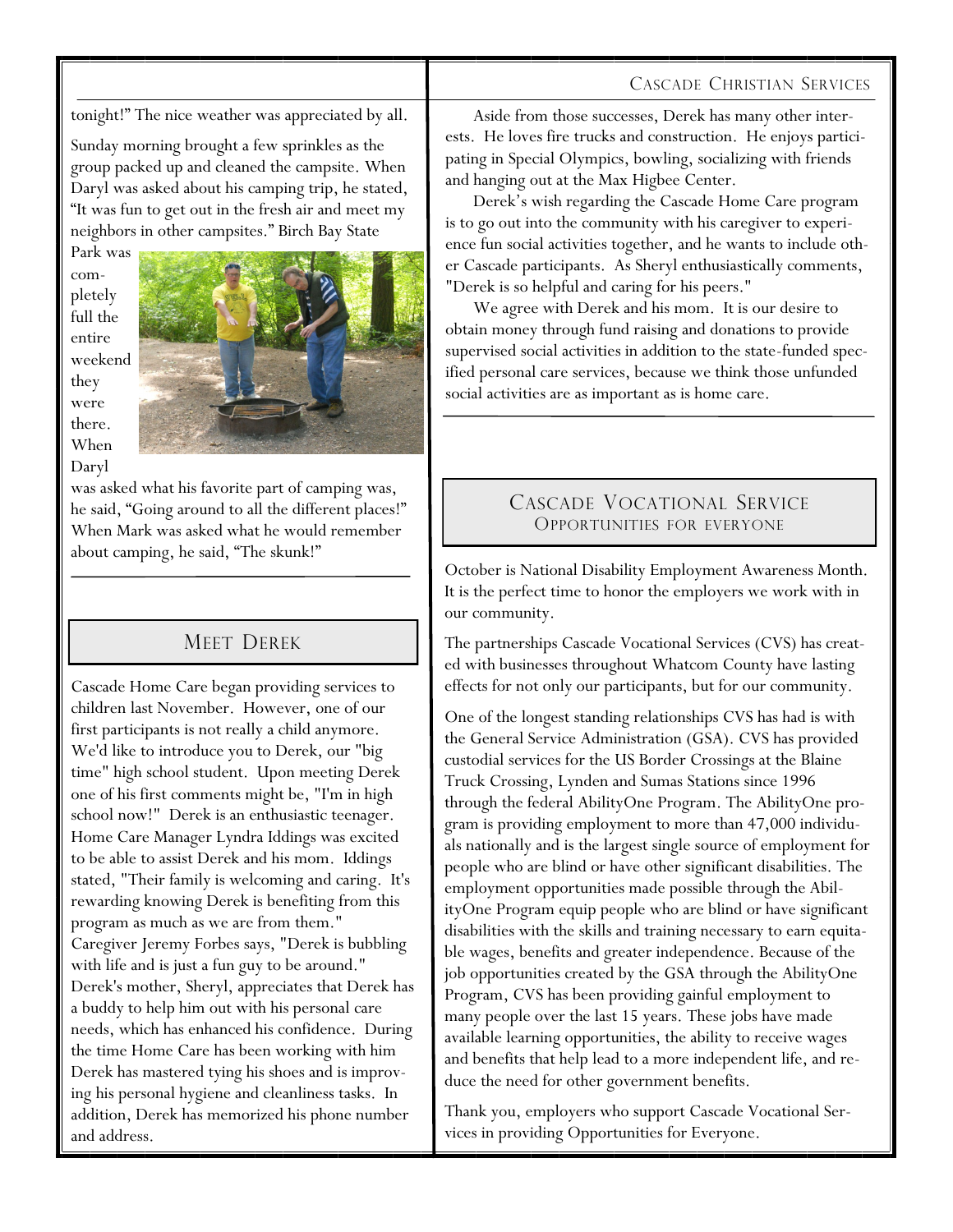tonight!" The nice weather was appreciated by all.

Sunday morning brought a few sprinkles as the group packed up and cleaned the campsite. When Daryl was asked about his camping trip, he stated, "It was fun to get out in the fresh air and meet my neighbors in other campsites." Birch Bay State Park was completely full the entire weekend they were there. When Daryl was asked what his favorite part of camping was, he said, "Going around to all the different places!" When Mark was asked what he would remember about camping, he said, "The skunk!"

## Meet Derek

Cascade Home Care began providing services to children last November. However, one of our first participants is not really a child anymore. We'd like to introduce you to Derek, our "big time" high school student. Upon meeting Derek one of his first comments might be, "I'm in high school now!" Derek is an enthusiastic teenager. Home Care Manager Lyndra Iddings was excited to be able to assist Derek and his mom. Iddings stated, "Their family is welcoming and caring. It's rewarding knowing Derek is benefiting from this program as much as we are from them." Caregiver Jeremy Forbes says, "Derek is bubbling with life and is just a fun guy to be around." Derek's mother, Sheryl, appreciates that Derek has a buddy to help him out with his personal care needs, which has enhanced his confidence. During the time Home Care has been working with him Derek has mastered tying his shoes and is improving his personal hygiene and cleanliness tasks. In addition, Derek has memorized his phone number and address.

Aside from those successes, Derek has many other interests. He loves fire trucks and construction. He enjoys participating in Special Olympics, bowling, socializing with friends and hanging out at the Max Higbee Center.

Derek's wish regarding the Cascade Home Care program is to go out into the community with his caregiver to experience fun social activities together, and he wants to include other Cascade participants. As Sheryl enthusiastically comments, "Derek is so helpful and caring for his peers."

We agree with Derek and his mom. It is our desire to obtain money through fund raising and donations to provide supervised social activities in addition to the state-funded specified personal care services, because we think those unfunded social activities are as important as is home care.

## Cascade Vocational Service
### Opportunities for everyone

October is National Disability Employment Awareness Month. It is the perfect time to honor the employers we work with in our community.

The partnerships Cascade Vocational Services (CVS) has created with businesses throughout Whatcom County have lasting effects for not only our participants, but for our community.

One of the longest standing relationships CVS has had is with the General Service Administration (GSA). CVS has provided custodial services for the US Border Crossings at the Blaine Truck Crossing, Lynden and Sumas Stations since 1996 through the federal AbilityOne Program. The AbilityOne program is providing employment to more than 47,000 individuals nationally and is the largest single source of employment for people who are blind or have other significant disabilities. The employment opportunities made possible through the AbilityOne Program equip people who are blind or have significant disabilities with the skills and training necessary to earn equitable wages, benefits and greater independence. Because of the job opportunities created by the GSA through the AbilityOne Program, CVS has been providing gainful employment to many people over the last 15 years. These jobs have made available learning opportunities, the ability to receive wages and benefits that help lead to a more independent life, and reduce the need for other government benefits.

Thank you, employers who support Cascade Vocational Services in providing Opportunities for Everyone.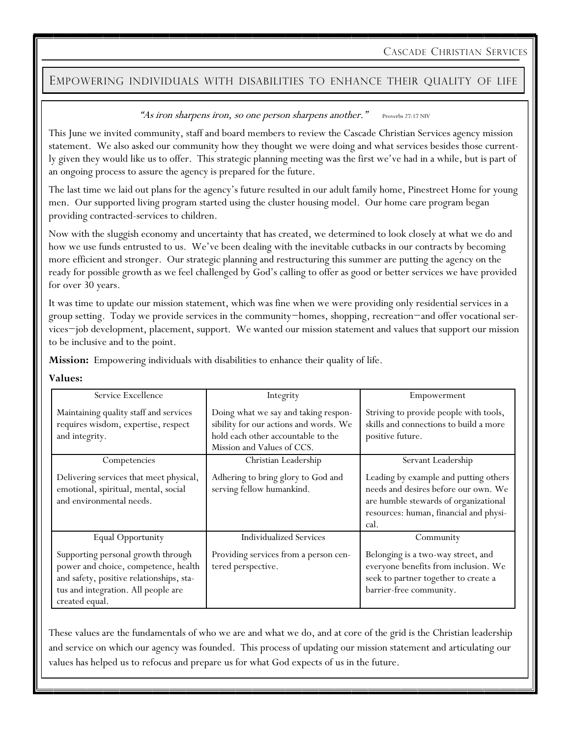## Empowering individuals with disabilities to enhance their quality of life

*"As iron sharpens iron, so one person sharpens another."* Proverbs 27:17 NIV

This June we invited community, staff and board members to review the Cascade Christian Services agency mission statement. We also asked our community how they thought we were doing and what services besides those currently given they would like us to offer. This strategic planning meeting was the first we've had in a while, but is part of an ongoing process to assure the agency is prepared for the future.

The last time we laid out plans for the agency's future resulted in our adult family home, Pinestreet Home for young men. Our supported living program started using the cluster housing model. Our home care program began providing contracted-services to children.

Now with the sluggish economy and uncertainty that has created, we determined to look closely at what we do and how we use funds entrusted to us. We've been dealing with the inevitable cutbacks in our contracts by becoming more efficient and stronger. Our strategic planning and restructuring this summer are putting the agency on the ready for possible growth as we feel challenged by God's calling to offer as good or better services we have provided for over 30 years.

It was time to update our mission statement, which was fine when we were providing only residential services in a group setting. Today we provide services in the community—homes, shopping, recreation—and offer vocational services—job development, placement, support. We wanted our mission statement and values that support our mission to be inclusive and to the point.

**Mission:** Empowering individuals with disabilities to enhance their quality of life.

**Values:**

| Service Excellence | Integrity | Empowerment |
|---|---|---|
| Maintaining quality staff and services requires wisdom, expertise, respect and integrity. | Doing what we say and taking responsibility for our actions and words. We hold each other accountable to the Mission and Values of CCS. | Striving to provide people with tools, skills and connections to build a more positive future. |
| **Competencies** | **Christian Leadership** | **Servant Leadership** |
| Delivering services that meet physical, emotional, spiritual, mental, social and environmental needs. | Adhering to bring glory to God and serving fellow humankind. | Leading by example and putting others needs and desires before our own. We are humble stewards of organizational resources: human, financial and physical. |
| **Equal Opportunity** | **Individualized Services** | **Community** |
| Supporting personal growth through power and choice, competence, health and safety, positive relationships, status and integration. All people are created equal. | Providing services from a person centered perspective. | Belonging is a two-way street, and everyone benefits from inclusion. We seek to partner together to create a barrier-free community. |

These values are the fundamentals of who we are and what we do, and at core of the grid is the Christian leadership and service on which our agency was founded. This process of updating our mission statement and articulating our values has helped us to refocus and prepare us for what God expects of us in the future.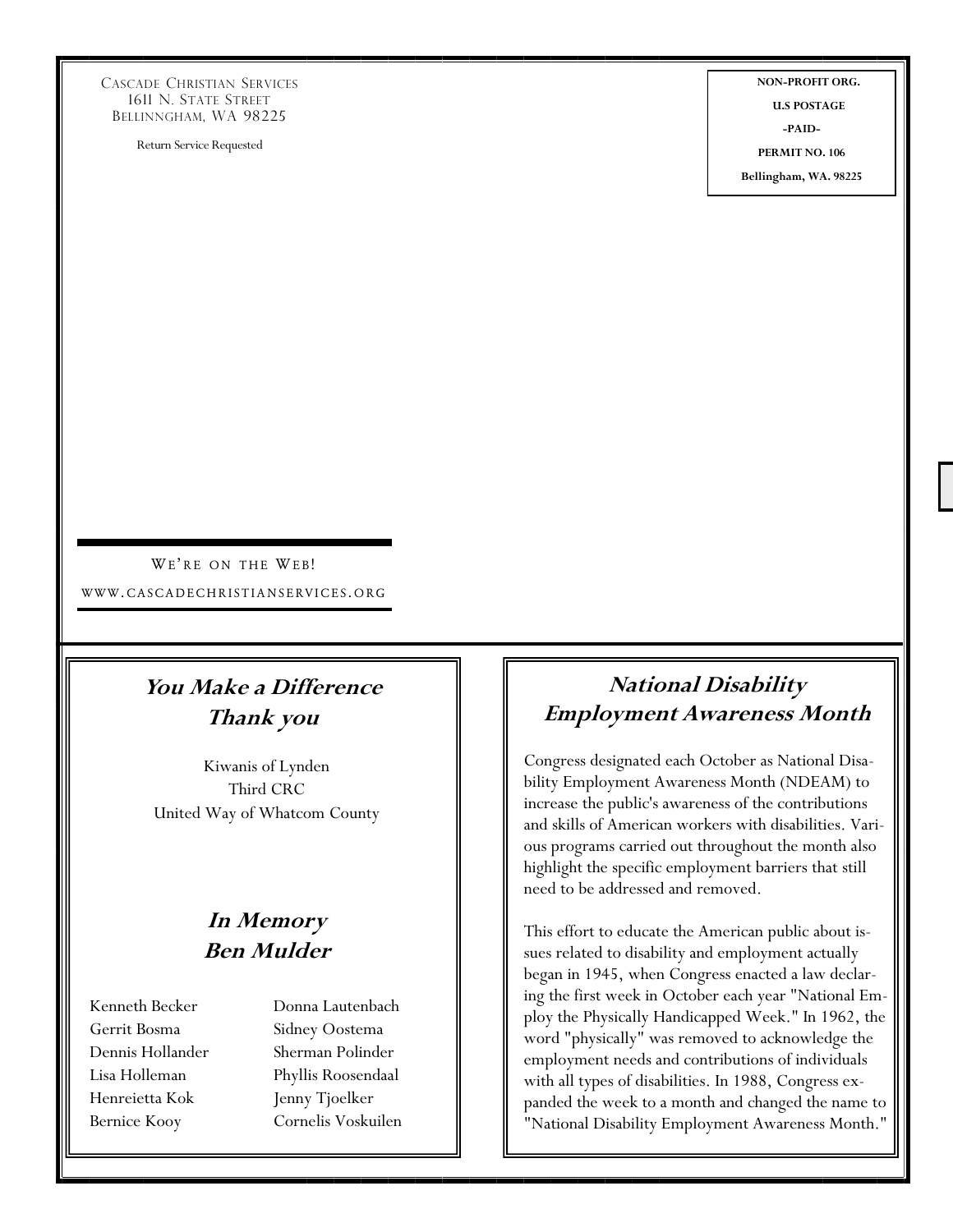Cascade Christian Services
1611 N. State Street
Bellinngham, WA 98225

Return Service Requested

NON-PROFIT ORG.
U.S POSTAGE
-PAID-
PERMIT NO. 106
Bellingham, WA. 98225

We're on the Web!
www.cascadechristianservices.org

## *You Make a Difference*
## *Thank you*

Kiwanis of Lynden
Third CRC
United Way of Whatcom County

## *In Memory*
## *Ben Mulder*

Kenneth Becker
Gerrit Bosma
Dennis Hollander
Lisa Holleman
Henreietta Kok
Bernice Kooy
Donna Lautenbach
Sidney Oostema
Sherman Polinder
Phyllis Roosendaal
Jenny Tjoelker
Cornelis Voskuilen

## *National Disability Employment Awareness Month*

Congress designated each October as National Disability Employment Awareness Month (NDEAM) to increase the public's awareness of the contributions and skills of American workers with disabilities. Various programs carried out throughout the month also highlight the specific employment barriers that still need to be addressed and removed.

This effort to educate the American public about issues related to disability and employment actually began in 1945, when Congress enacted a law declaring the first week in October each year "National Employ the Physically Handicapped Week." In 1962, the word "physically" was removed to acknowledge the employment needs and contributions of individuals with all types of disabilities. In 1988, Congress expanded the week to a month and changed the name to "National Disability Employment Awareness Month."